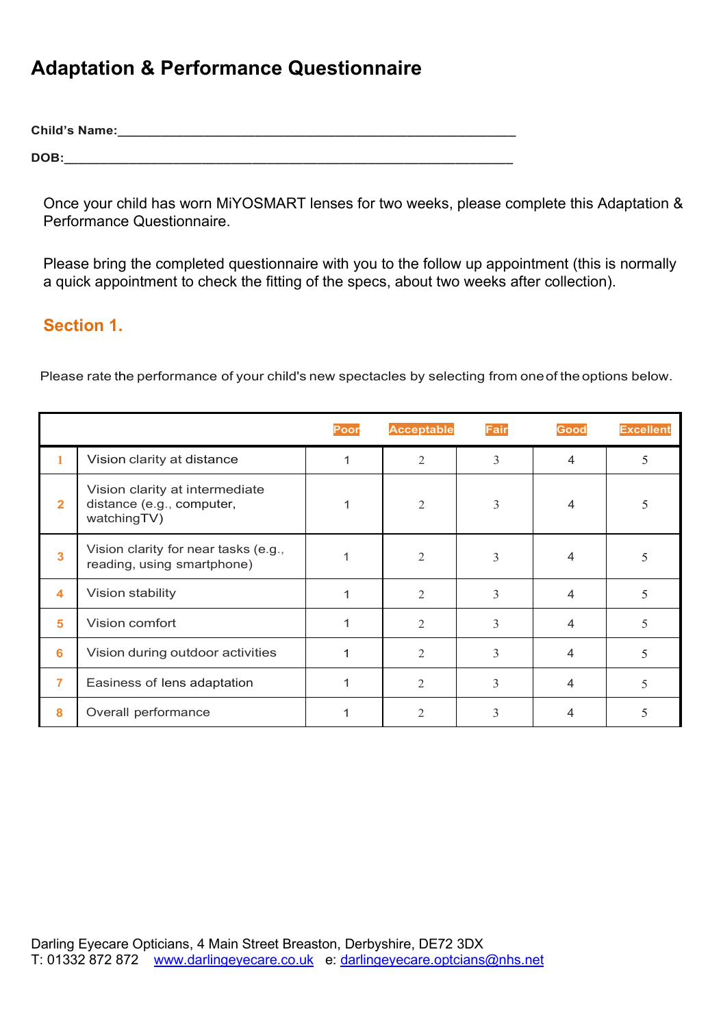# Adaptation & Performance Questionnaire

**Child's Name:**\_\_\_\_\_\_\_\_\_\_\_\_\_\_\_\_\_\_\_\_\_\_\_\_\_\_\_\_\_\_\_\_\_\_\_\_\_\_\_\_\_\_\_\_\_\_\_\_\_\_\_\_\_\_\_\_

**DOB:**\_\_\_\_\_\_\_\_\_\_\_\_\_\_\_\_\_\_\_\_\_\_\_\_\_\_\_\_\_\_\_\_\_\_\_\_\_\_\_\_\_\_\_\_\_\_\_\_\_\_\_\_\_\_\_\_\_\_\_\_\_\_

Once your child has worn MiYOSMART lenses for two weeks, please complete this Adaptation & Performance Questionnaire.

Please bring the completed questionnaire with you to the follow up appointment (this is normally a quick appointment to check the fitting of the specs, about two weeks after collection).

## Section 1.

Please rate the performance of your child's new spectacles by selecting from one of the options below.

| | | Poor | Acceptable | Fair | Good | Excellent |
|---|---|---|---|---|---|---|
| 1 | Vision clarity at distance | 1 | 2 | 3 | 4 | 5 |
| 2 | Vision clarity at intermediate distance (e.g., computer, watchingTV) | 1 | 2 | 3 | 4 | 5 |
| 3 | Vision clarity for near tasks (e.g., reading, using smartphone) | 1 | 2 | 3 | 4 | 5 |
| 4 | Vision stability | 1 | 2 | 3 | 4 | 5 |
| 5 | Vision comfort | 1 | 2 | 3 | 4 | 5 |
| 6 | Vision during outdoor activities | 1 | 2 | 3 | 4 | 5 |
| 7 | Easiness of lens adaptation | 1 | 2 | 3 | 4 | 5 |
| 8 | Overall performance | 1 | 2 | 3 | 4 | 5 |

Darling Eyecare Opticians, 4 Main Street Breaston, Derbyshire, DE72 3DX
T: 01332 872 872 [www.darlingeyecare.co.uk](www.darlingeyecare.co.uk) e: [darlingeyecare.optcians@nhs.net](mailto:darlingeyecare.optcians@nhs.net)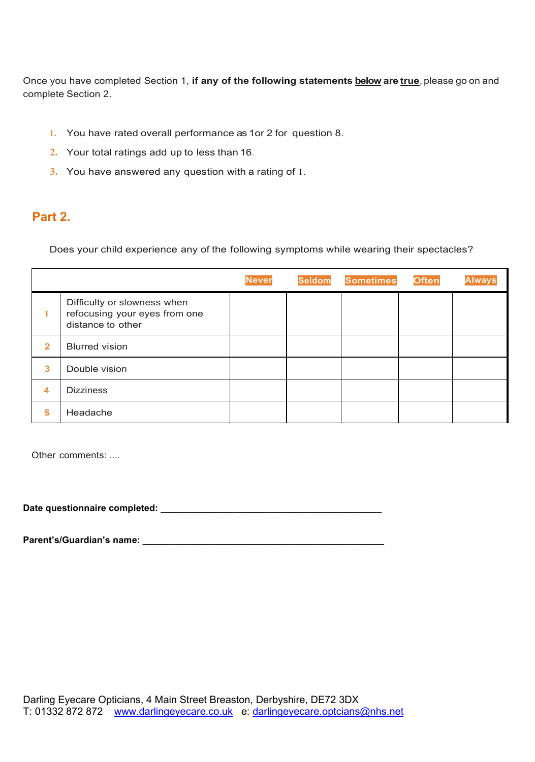Once you have completed Section 1, **if any of the following statements <u>below</u> are <u>true</u>**, please go on and complete Section 2.

1. You have rated overall performance as 1or 2 for question 8.
2. Your total ratings add up to less than 16.
3. You have answered any question with a rating of 1.

## Part 2.

Does your child experience any of the following symptoms while wearing their spectacles?

| | | Never | Seldom | Sometimes | Often | Always |
|---|---|---|---|---|---|---|
| 1 | Difficulty or slowness when refocusing your eyes from one distance to other | | | | | |
| 2 | Blurred vision | | | | | |
| 3 | Double vision | | | | | |
| 4 | Dizziness | | | | | |
| S | Headache | | | | | |

Other comments: ....

**Date questionnaire completed:** ___________________________________________

**Parent's/Guardian's name:** ______________________________________________

Darling Eyecare Opticians, 4 Main Street Breaston, Derbyshire, DE72 3DX
T: 01332 872 872 www.darlingeyecare.co.uk e: darlingeyecare.optcians@nhs.net